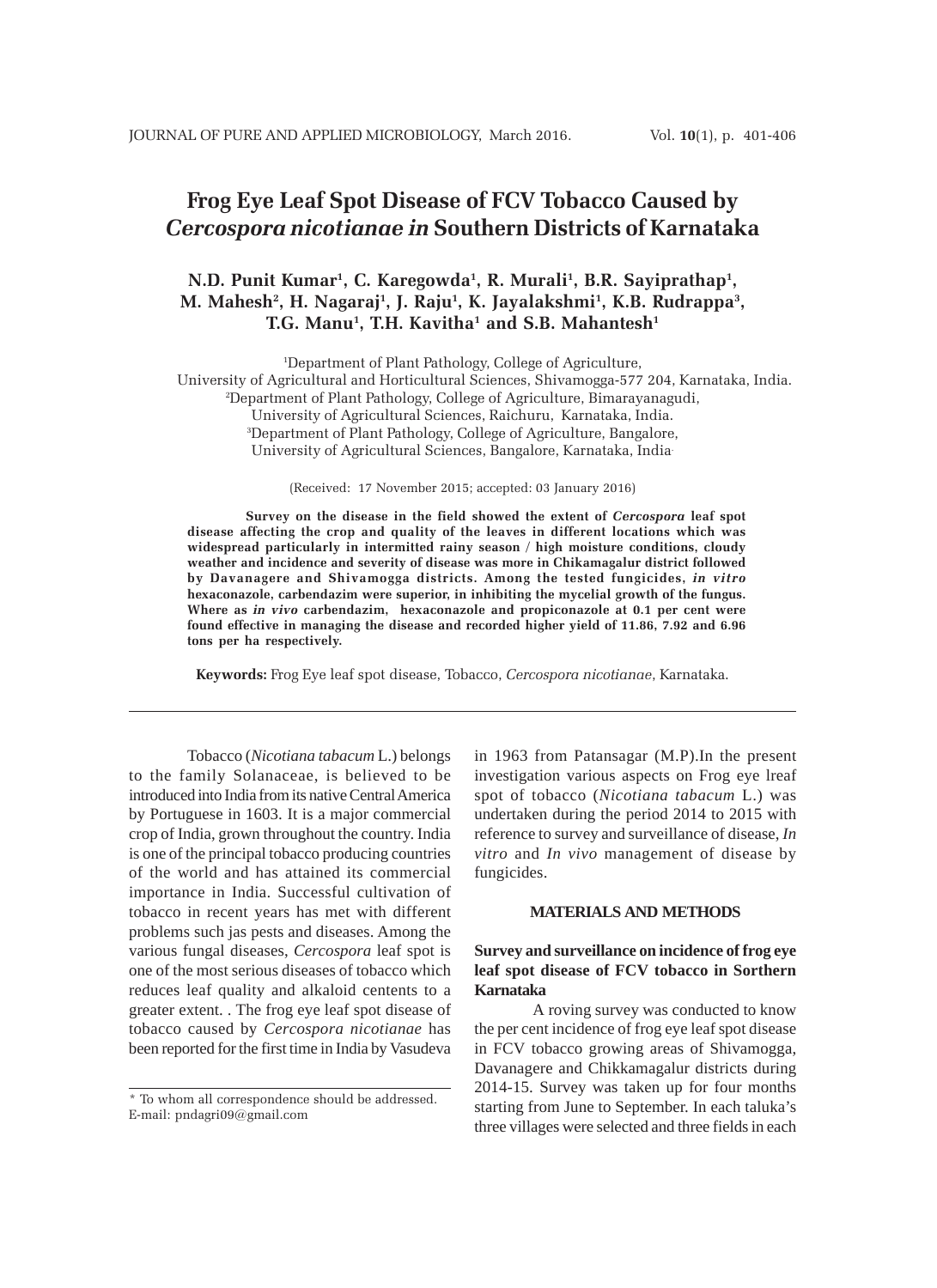# Frog Eye Leaf Spot Disease of FCV Tobacco Caused by *Cercospora nicotianae in* Southern Districts of Karnataka

**N.D. Punit Kumar[1], C. Karegowda[1], R. Murali[1], B.R. Sayiprathap[1], M. Mahesh[2], H. Nagaraj[1], J. Raju[1], K. Jayalakshmi[1], K.B. Rudrappa[3], T.G. Manu[1], T.H. Kavitha[1] and S.B. Mahantesh[1]**

[1]Department of Plant Pathology, College of Agriculture, University of Agricultural and Horticultural Sciences, Shivamogga-577 204, Karnataka, India.
[2]Department of Plant Pathology, College of Agriculture, Bimarayanagudi, University of Agricultural Sciences, Raichuru, Karnataka, India.
[3]Department of Plant Pathology, College of Agriculture, Bangalore, University of Agricultural Sciences, Bangalore, Karnataka, India.

(Received: 17 November 2015; accepted: 03 January 2016)

**Survey on the disease in the field showed the extent of *Cercospora* leaf spot disease affecting the crop and quality of the leaves in different locations which was widespread particularly in intermitted rainy season / high moisture conditions, cloudy weather and incidence and severity of disease was more in Chikamagalur district followed by Davanagere and Shivamogga districts. Among the tested fungicides, *in vitro* hexaconazole, carbendazim were superior, in inhibiting the mycelial growth of the fungus. Where as *in vivo* carbendazim, hexaconazole and propiconazole at 0.1 per cent were found effective in managing the disease and recorded higher yield of 11.86, 7.92 and 6.96 tons per ha respectively.**

**Keywords:** Frog Eye leaf spot disease, Tobacco, *Cercospora nicotianae*, Karnataka.

---

Tobacco (*Nicotiana tabacum* L.) belongs to the family Solanaceae, is believed to be introduced into India from its native Central America by Portuguese in 1603. It is a major commercial crop of India, grown throughout the country. India is one of the principal tobacco producing countries of the world and has attained its commercial importance in India. Successful cultivation of tobacco in recent years has met with different problems such jas pests and diseases. Among the various fungal diseases, *Cercospora* leaf spot is one of the most serious diseases of tobacco which reduces leaf quality and alkaloid centents to a greater extent. . The frog eye leaf spot disease of tobacco caused by *Cercospora nicotianae* has been reported for the first time in India by Vasudeva in 1963 from Patansagar (M.P).In the present investigation various aspects on Frog eye lreaf spot of tobacco (*Nicotiana tabacum* L.) was undertaken during the period 2014 to 2015 with reference to survey and surveillance of disease, *In vitro* and *In vivo* management of disease by fungicides.

## MATERIALS AND METHODS

### Survey and surveillance on incidence of frog eye leaf spot disease of FCV tobacco in Sorthern Karnataka

A roving survey was conducted to know the per cent incidence of frog eye leaf spot disease in FCV tobacco growing areas of Shivamogga, Davanagere and Chikkamagalur districts during 2014-15. Survey was taken up for four months starting from June to September. In each taluka's three villages were selected and three fields in each

* To whom all correspondence should be addressed.
E-mail: pndagri09@gmail.com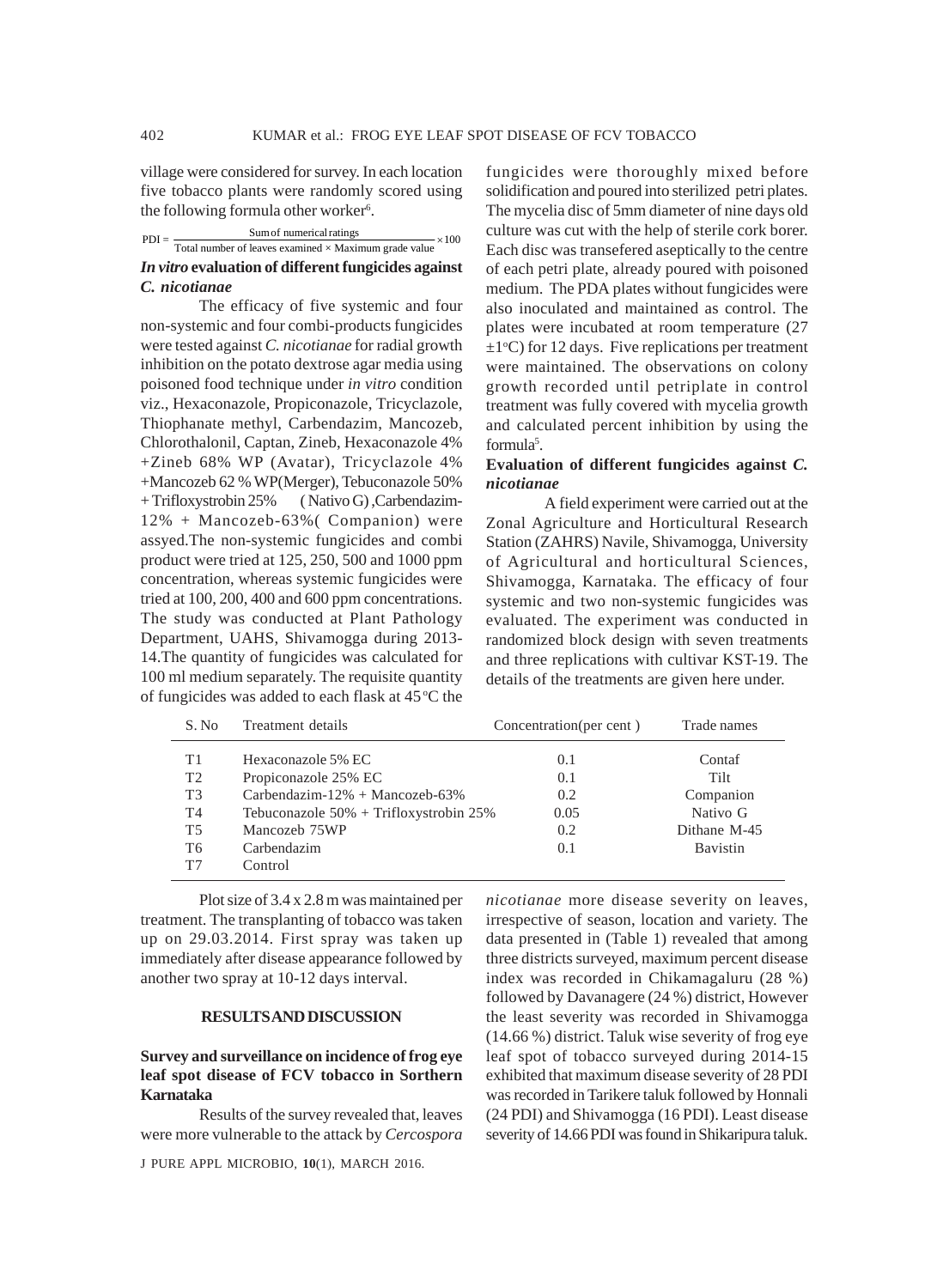village were considered for survey. In each location five tobacco plants were randomly scored using the following formula other worker[6].

$$\text{PDI} = \frac{\text{Sum of numerical ratings}}{\text{Total number of leaves examined} \times \text{Maximum grade value}} \times 100$$

### *In vitro* evaluation of different fungicides against *C. nicotianae*

The efficacy of five systemic and four non-systemic and four combi-products fungicides were tested against *C. nicotianae* for radial growth inhibition on the potato dextrose agar media using poisoned food technique under *in vitro* condition viz., Hexaconazole, Propiconazole, Tricyclazole, Thiophanate methyl, Carbendazim, Mancozeb, Chlorothalonil, Captan, Zineb, Hexaconazole 4% +Zineb 68% WP (Avatar), Tricyclazole 4% +Mancozeb 62 % WP(Merger), Tebuconazole 50% + Trifloxystrobin 25% ( Nativo G) ,Carbendazim-12% + Mancozeb-63%( Companion) were assyed.The non-systemic fungicides and combi product were tried at 125, 250, 500 and 1000 ppm concentration, whereas systemic fungicides were tried at 100, 200, 400 and 600 ppm concentrations. The study was conducted at Plant Pathology Department, UAHS, Shivamogga during 2013-14.The quantity of fungicides was calculated for 100 ml medium separately. The requisite quantity of fungicides was added to each flask at 45°C the fungicides were thoroughly mixed before solidification and poured into sterilized petri plates. The mycelia disc of 5mm diameter of nine days old culture was cut with the help of sterile cork borer. Each disc was transefered aseptically to the centre of each petri plate, already poured with poisoned medium. The PDA plates without fungicides were also inoculated and maintained as control. The plates were incubated at room temperature (27 ±1°C) for 12 days. Five replications per treatment were maintained. The observations on colony growth recorded until petriplate in control treatment was fully covered with mycelia growth and calculated percent inhibition by using the formula[5].

### Evaluation of different fungicides against *C. nicotianae*

A field experiment were carried out at the Zonal Agriculture and Horticultural Research Station (ZAHRS) Navile, Shivamogga, University of Agricultural and horticultural Sciences, Shivamogga, Karnataka. The efficacy of four systemic and two non-systemic fungicides was evaluated. The experiment was conducted in randomized block design with seven treatments and three replications with cultivar KST-19. The details of the treatments are given here under.

| S. No | Treatment details | Concentration(per cent ) | Trade names |
|---|---|---|---|
| T1 | Hexaconazole 5% EC | 0.1 | Contaf |
| T2 | Propiconazole 25% EC | 0.1 | Tilt |
| T3 | Carbendazim-12% + Mancozeb-63% | 0.2 | Companion |
| T4 | Tebuconazole 50% + Trifloxystrobin 25% | 0.05 | Nativo G |
| T5 | Mancozeb 75WP | 0.2 | Dithane M-45 |
| T6 | Carbendazim | 0.1 | Bavistin |
| T7 | Control | | |

Plot size of 3.4 x 2.8 m was maintained per treatment. The transplanting of tobacco was taken up on 29.03.2014. First spray was taken up immediately after disease appearance followed by another two spray at 10-12 days interval.

## RESULTS AND DISCUSSION

### Survey and surveillance on incidence of frog eye leaf spot disease of FCV tobacco in Sorthern Karnataka

Results of the survey revealed that, leaves were more vulnerable to the attack by *Cercospora nicotianae* more disease severity on leaves, irrespective of season, location and variety. The data presented in (Table 1) revealed that among three districts surveyed, maximum percent disease index was recorded in Chikamagaluru (28 %) followed by Davanagere (24 %) district, However the least severity was recorded in Shivamogga (14.66 %) district. Taluk wise severity of frog eye leaf spot of tobacco surveyed during 2014-15 exhibited that maximum disease severity of 28 PDI was recorded in Tarikere taluk followed by Honnali (24 PDI) and Shivamogga (16 PDI). Least disease severity of 14.66 PDI was found in Shikaripura taluk.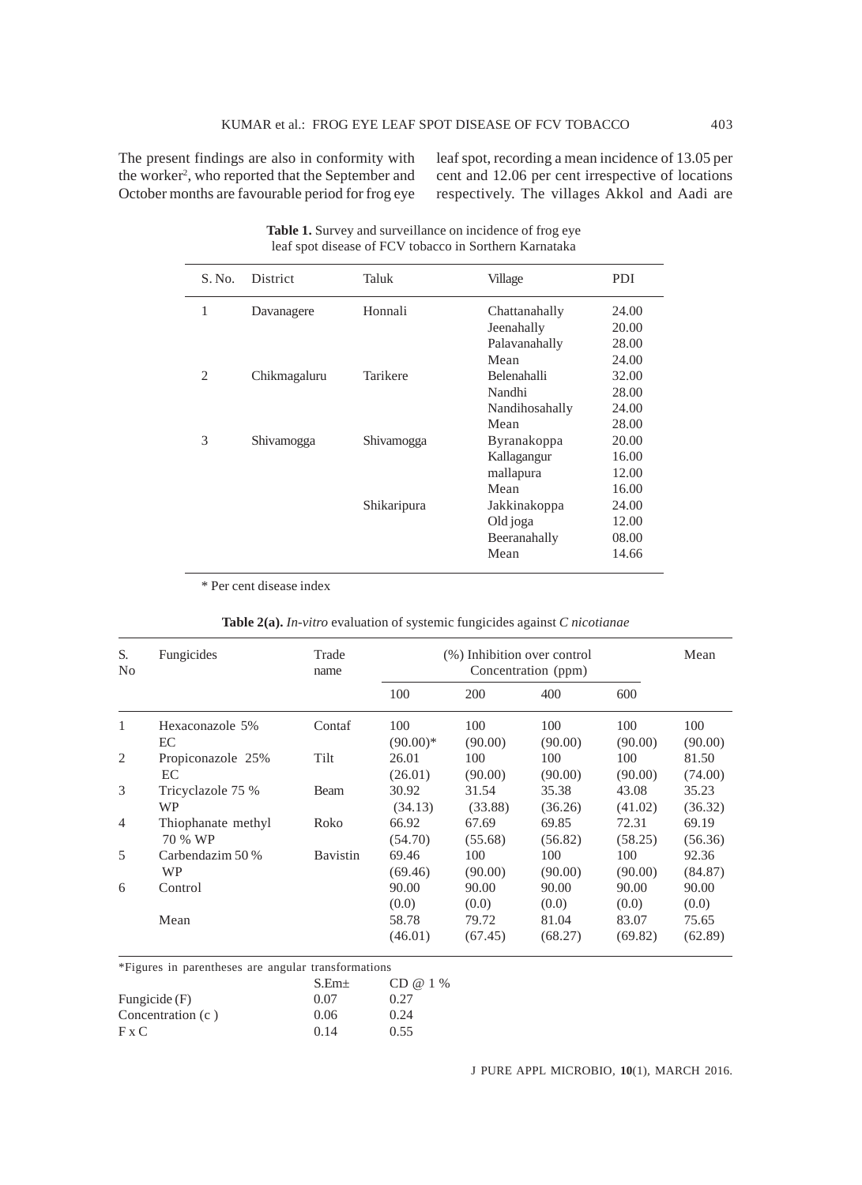The present findings are also in conformity with the worker[2], who reported that the September and October months are favourable period for frog eye leaf spot, recording a mean incidence of 13.05 per cent and 12.06 per cent irrespective of locations respectively. The villages Akkol and Aadi are

**Table 1.** Survey and surveillance on incidence of frog eye leaf spot disease of FCV tobacco in Sorthern Karnataka

| S. No. | District | Taluk | Village | PDI |
|---|---|---|---|---|
| 1 | Davanagere | Honnali | Chattanahally | 24.00 |
| | | | Jeenahally | 20.00 |
| | | | Palavanahally | 28.00 |
| | | | Mean | 24.00 |
| 2 | Chikmagaluru | Tarikere | Belenahalli | 32.00 |
| | | | Nandhi | 28.00 |
| | | | Nandihosahally | 24.00 |
| | | | Mean | 28.00 |
| 3 | Shivamogga | Shivamogga | Byranakoppa | 20.00 |
| | | | Kallagangur | 16.00 |
| | | | mallapura | 12.00 |
| | | | Mean | 16.00 |
| | | Shikaripura | Jakkinakoppa | 24.00 |
| | | | Old joga | 12.00 |
| | | | Beeranahally | 08.00 |
| | | | Mean | 14.66 |

\* Per cent disease index

**Table 2(a).** *In-vitro* evaluation of systemic fungicides against *C nicotianae*

| S. No | Fungicides | Trade name | (%) Inhibition over control Concentration (ppm) | | | | Mean |
|---|---|---|---|---|---|---|---|
| | | | 100 | 200 | 400 | 600 | |
| 1 | Hexaconazole 5% EC | Contaf | 100 (90.00)* | 100 (90.00) | 100 (90.00) | 100 (90.00) | 100 (90.00) |
| 2 | Propiconazole 25% EC | Tilt | 26.01 (26.01) | 100 (90.00) | 100 (90.00) | 100 (90.00) | 81.50 (74.00) |
| 3 | Tricyclazole 75 % WP | Beam | 30.92 (34.13) | 31.54 (33.88) | 35.38 (36.26) | 43.08 (41.02) | 35.23 (36.32) |
| 4 | Thiophanate methyl 70 % WP | Roko | 66.92 (54.70) | 67.69 (55.68) | 69.85 (56.82) | 72.31 (58.25) | 69.19 (56.36) |
| 5 | Carbendazim 50 % WP | Bavistin | 69.46 (69.46) | 100 (90.00) | 100 (90.00) | 100 (90.00) | 92.36 (84.87) |
| 6 | Control | | 90.00 (0.0) | 90.00 (0.0) | 90.00 (0.0) | 90.00 (0.0) | 90.00 (0.0) |
| | Mean | | 58.78 (46.01) | 79.72 (67.45) | 81.04 (68.27) | 83.07 (69.82) | 75.65 (62.89) |

\*Figures in parentheses are angular transformations

| | S.Em± | CD @ 1 % |
|---|---|---|
| Fungicide (F) | 0.07 | 0.27 |
| Concentration (c ) | 0.06 | 0.24 |
| F x C | 0.14 | 0.55 |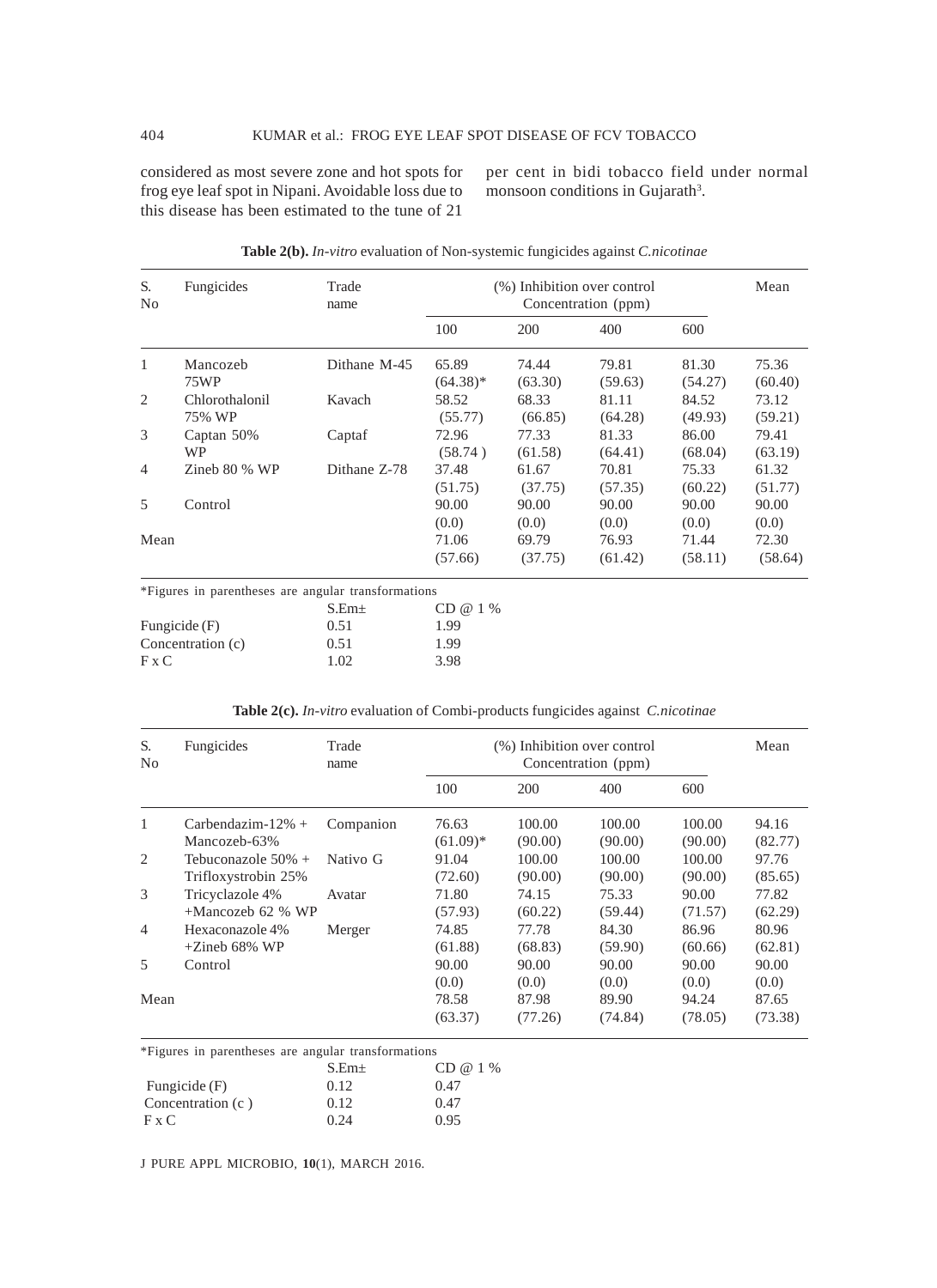considered as most severe zone and hot spots for frog eye leaf spot in Nipani. Avoidable loss due to this disease has been estimated to the tune of 21 per cent in bidi tobacco field under normal monsoon conditions in Gujarath[3].

**Table 2(b).** *In-vitro* evaluation of Non-systemic fungicides against *C.nicotinae*

| S. No | Fungicides | Trade name | (%) Inhibition over control Concentration (ppm) | | | | Mean |
|---|---|---|---|---|---|---|---|
| | | | 100 | 200 | 400 | 600 | |
| 1 | Mancozeb 75WP | Dithane M-45 | 65.89 (64.38)* | 74.44 (63.30) | 79.81 (59.63) | 81.30 (54.27) | 75.36 (60.40) |
| 2 | Chlorothalonil 75% WP | Kavach | 58.52 (55.77) | 68.33 (66.85) | 81.11 (64.28) | 84.52 (49.93) | 73.12 (59.21) |
| 3 | Captan 50% WP | Captaf | 72.96 (58.74 ) | 77.33 (61.58) | 81.33 (64.41) | 86.00 (68.04) | 79.41 (63.19) |
| 4 | Zineb 80 % WP | Dithane Z-78 | 37.48 (51.75) | 61.67 (37.75) | 70.81 (57.35) | 75.33 (60.22) | 61.32 (51.77) |
| 5 | Control | | 90.00 (0.0) | 90.00 (0.0) | 90.00 (0.0) | 90.00 (0.0) | 90.00 (0.0) |
| Mean | | | 71.06 (57.66) | 69.79 (37.75) | 76.93 (61.42) | 71.44 (58.11) | 72.30 (58.64) |

*Figures in parentheses are angular transformations

| | S.Em± | CD @ 1 % |
|---|---|---|
| Fungicide (F) | 0.51 | 1.99 |
| Concentration (c) | 0.51 | 1.99 |
| F x C | 1.02 | 3.98 |

**Table 2(c).** *In-vitro* evaluation of Combi-products fungicides against *C.nicotinae*

| S. No | Fungicides | Trade name | (%) Inhibition over control Concentration (ppm) | | | | Mean |
|---|---|---|---|---|---|---|---|
| | | | 100 | 200 | 400 | 600 | |
| 1 | Carbendazim-12% + Mancozeb-63% | Companion | 76.63 (61.09)* | 100.00 (90.00) | 100.00 (90.00) | 100.00 (90.00) | 94.16 (82.77) |
| 2 | Tebuconazole 50% + Trifloxystrobin 25% | Nativo G | 91.04 (72.60) | 100.00 (90.00) | 100.00 (90.00) | 100.00 (90.00) | 97.76 (85.65) |
| 3 | Tricyclazole 4% +Mancozeb 62 % WP | Avatar | 71.80 (57.93) | 74.15 (60.22) | 75.33 (59.44) | 90.00 (71.57) | 77.82 (62.29) |
| 4 | Hexaconazole 4% +Zineb 68% WP | Merger | 74.85 (61.88) | 77.78 (68.83) | 84.30 (59.90) | 86.96 (60.66) | 80.96 (62.81) |
| 5 | Control | | 90.00 (0.0) | 90.00 (0.0) | 90.00 (0.0) | 90.00 (0.0) | 90.00 (0.0) |
| Mean | | | 78.58 (63.37) | 87.98 (77.26) | 89.90 (74.84) | 94.24 (78.05) | 87.65 (73.38) |

*Figures in parentheses are angular transformations

| | S.Em± | CD @ 1 % |
|---|---|---|
| Fungicide (F) | 0.12 | 0.47 |
| Concentration (c ) | 0.12 | 0.47 |
| F x C | 0.24 | 0.95 |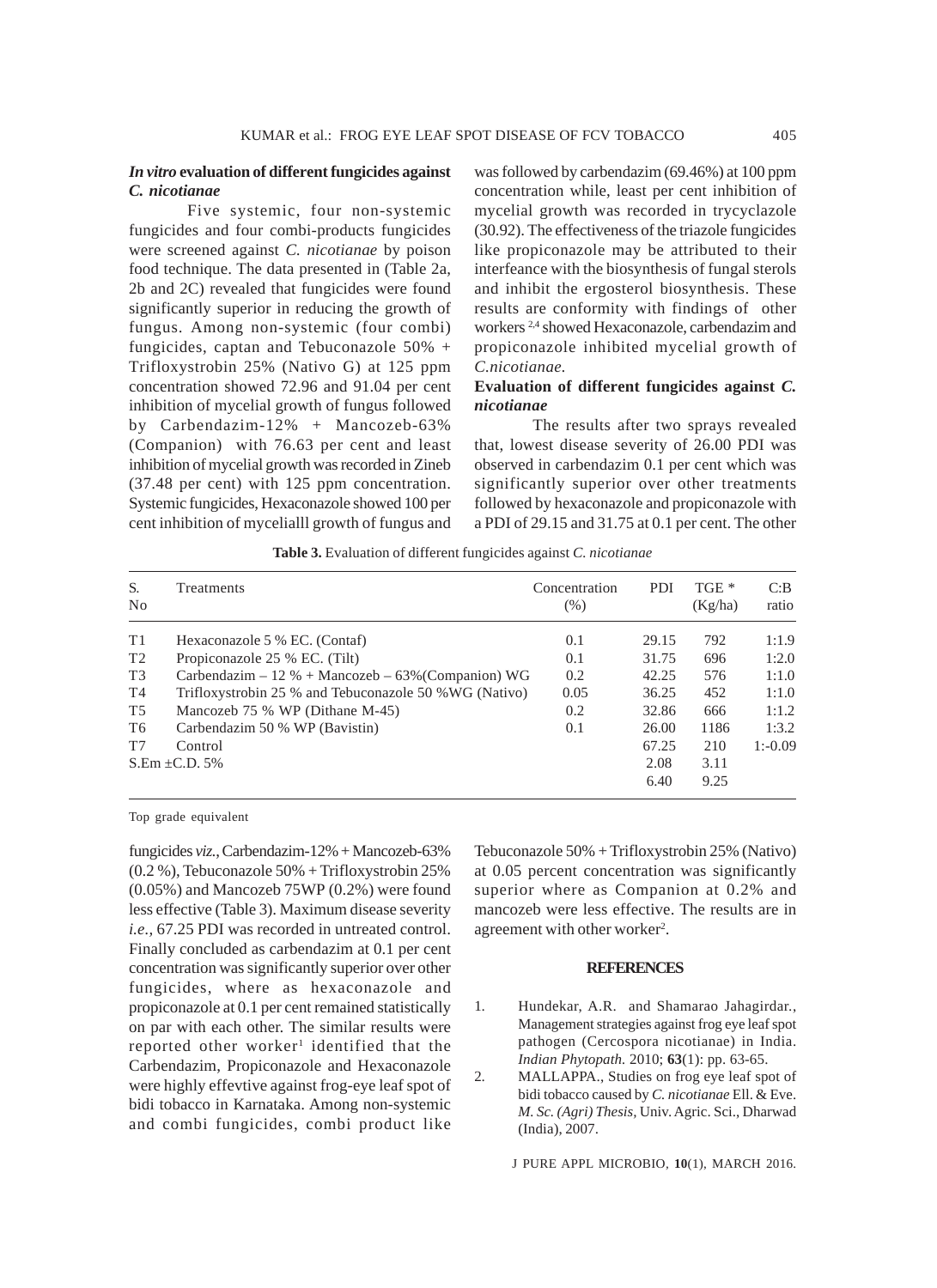### *In vitro* evaluation of different fungicides against *C. nicotianae*

Five systemic, four non-systemic fungicides and four combi-products fungicides were screened against *C. nicotianae* by poison food technique. The data presented in (Table 2a, 2b and 2C) revealed that fungicides were found significantly superior in reducing the growth of fungus. Among non-systemic (four combi) fungicides, captan and Tebuconazole 50% + Trifloxystrobin 25% (Nativo G) at 125 ppm concentration showed 72.96 and 91.04 per cent inhibition of mycelial growth of fungus followed by Carbendazim-12% + Mancozeb-63% (Companion) with 76.63 per cent and least inhibition of mycelial growth was recorded in Zineb (37.48 per cent) with 125 ppm concentration. Systemic fungicides, Hexaconazole showed 100 per cent inhibition of mycelialll growth of fungus and was followed by carbendazim (69.46%) at 100 ppm concentration while, least per cent inhibition of mycelial growth was recorded in trycyclazole (30.92). The effectiveness of the triazole fungicides like propiconazole may be attributed to their interfeance with the biosynthesis of fungal sterols and inhibit the ergosterol biosynthesis. These results are conformity with findings of other workers [2,4] showed Hexaconazole, carbendazim and propiconazole inhibited mycelial growth of *C.nicotianae.*

### Evaluation of different fungicides against *C. nicotianae*

The results after two sprays revealed that, lowest disease severity of 26.00 PDI was observed in carbendazim 0.1 per cent which was significantly superior over other treatments followed by hexaconazole and propiconazole with a PDI of 29.15 and 31.75 at 0.1 per cent. The other fungicides *viz.*, Carbendazim-12% + Mancozeb-63% (0.2 %), Tebuconazole 50% + Trifloxystrobin 25% (0.05%) and Mancozeb 75WP (0.2%) were found less effective (Table 3). Maximum disease severity *i.e.,* 67.25 PDI was recorded in untreated control. Finally concluded as carbendazim at 0.1 per cent concentration was significantly superior over other fungicides, where as hexaconazole and propiconazole at 0.1 per cent remained statistically on par with each other. The similar results were reported other worker[1] identified that the Carbendazim, Propiconazole and Hexaconazole were highly effevtive against frog-eye leaf spot of bidi tobacco in Karnataka. Among non-systemic and combi fungicides, combi product like Tebuconazole 50% + Trifloxystrobin 25% (Nativo) at 0.05 percent concentration was significantly superior where as Companion at 0.2% and mancozeb were less effective. The results are in agreement with other worker[2].

**Table 3.** Evaluation of different fungicides against *C. nicotianae*

| S. No | Treatments | Concentration (%) | PDI | TGE * (Kg/ha) | C:B ratio |
|---|---|---|---|---|---|
| T1 | Hexaconazole 5 % EC. (Contaf) | 0.1 | 29.15 | 792 | 1:1.9 |
| T2 | Propiconazole 25 % EC. (Tilt) | 0.1 | 31.75 | 696 | 1:2.0 |
| T3 | Carbendazim – 12 % + Mancozeb – 63%(Companion) WG | 0.2 | 42.25 | 576 | 1:1.0 |
| T4 | Trifloxystrobin 25 % and Tebuconazole 50 %WG (Nativo) | 0.05 | 36.25 | 452 | 1:1.0 |
| T5 | Mancozeb 75 % WP (Dithane M-45) | 0.2 | 32.86 | 666 | 1:1.2 |
| T6 | Carbendazim 50 % WP (Bavistin) | 0.1 | 26.00 | 1186 | 1:3.2 |
| T7 | Control | | 67.25 | 210 | 1:-0.09 |
| S.Em ±C.D. 5% | | | 2.08 | 3.11 | |
| | | | 6.40 | 9.25 | |

Top grade equivalent

## REFERENCES

1. Hundekar, A.R. and Shamarao Jahagirdar., Management strategies against frog eye leaf spot pathogen (Cercospora nicotianae) in India. *Indian Phytopath.* 2010; **63**(1): pp. 63-65.
2. MALLAPPA., Studies on frog eye leaf spot of bidi tobacco caused by *C. nicotianae* Ell. & Eve. *M. Sc. (Agri) Thesis*, Univ. Agric. Sci., Dharwad (India), 2007.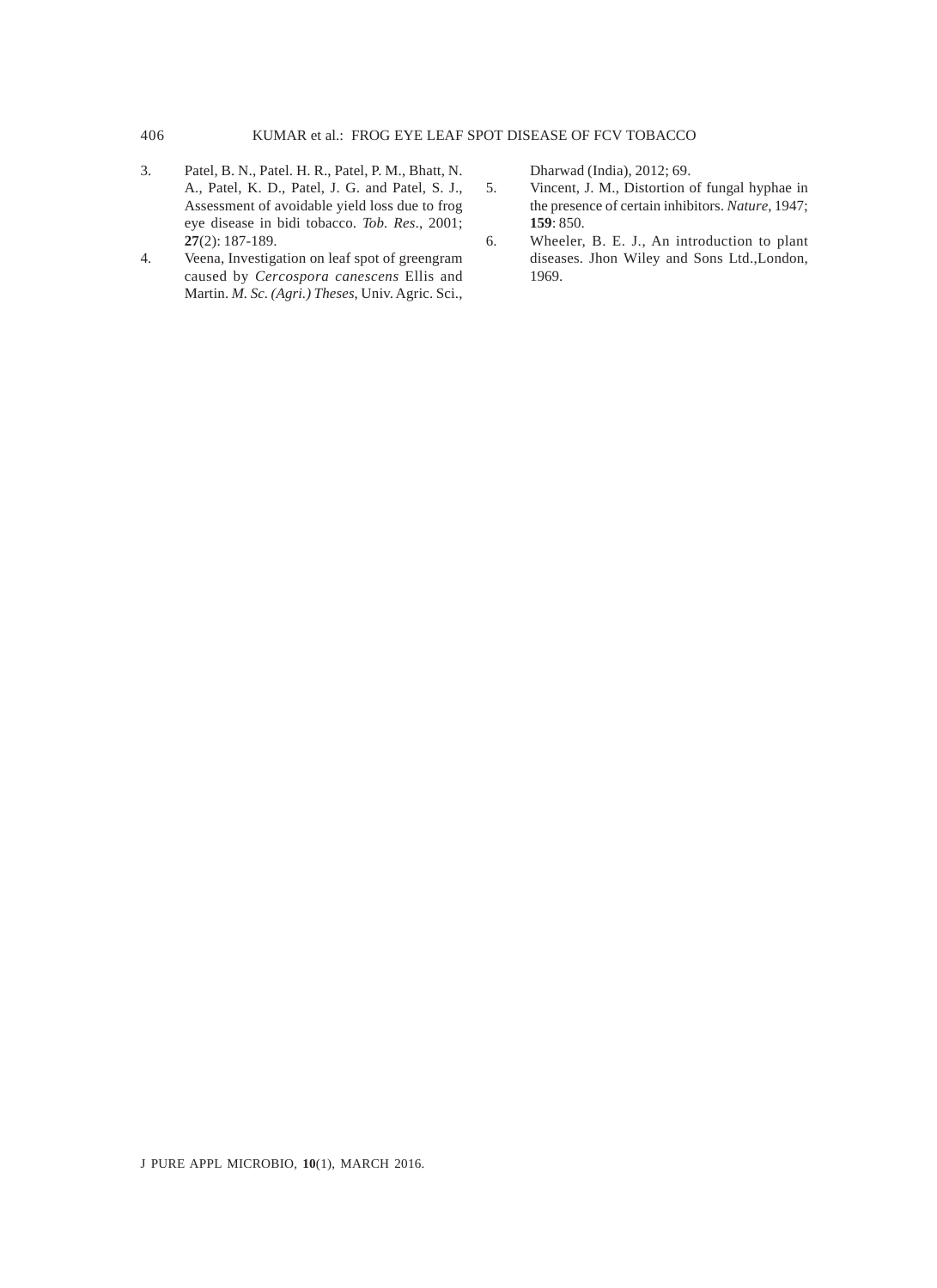3. Patel, B. N., Patel. H. R., Patel, P. M., Bhatt, N. A., Patel, K. D., Patel, J. G. and Patel, S. J., Assessment of avoidable yield loss due to frog eye disease in bidi tobacco. *Tob. Res*., 2001; **27**(2): 187-189.
4. Veena, Investigation on leaf spot of greengram caused by *Cercospora canescens* Ellis and Martin. *M. Sc. (Agri.) Theses*, Univ. Agric. Sci., Dharwad (India), 2012; 69.
5. Vincent, J. M., Distortion of fungal hyphae in the presence of certain inhibitors. *Nature*, 1947; **159**: 850.
6. Wheeler, B. E. J., An introduction to plant diseases. Jhon Wiley and Sons Ltd.,London, 1969.